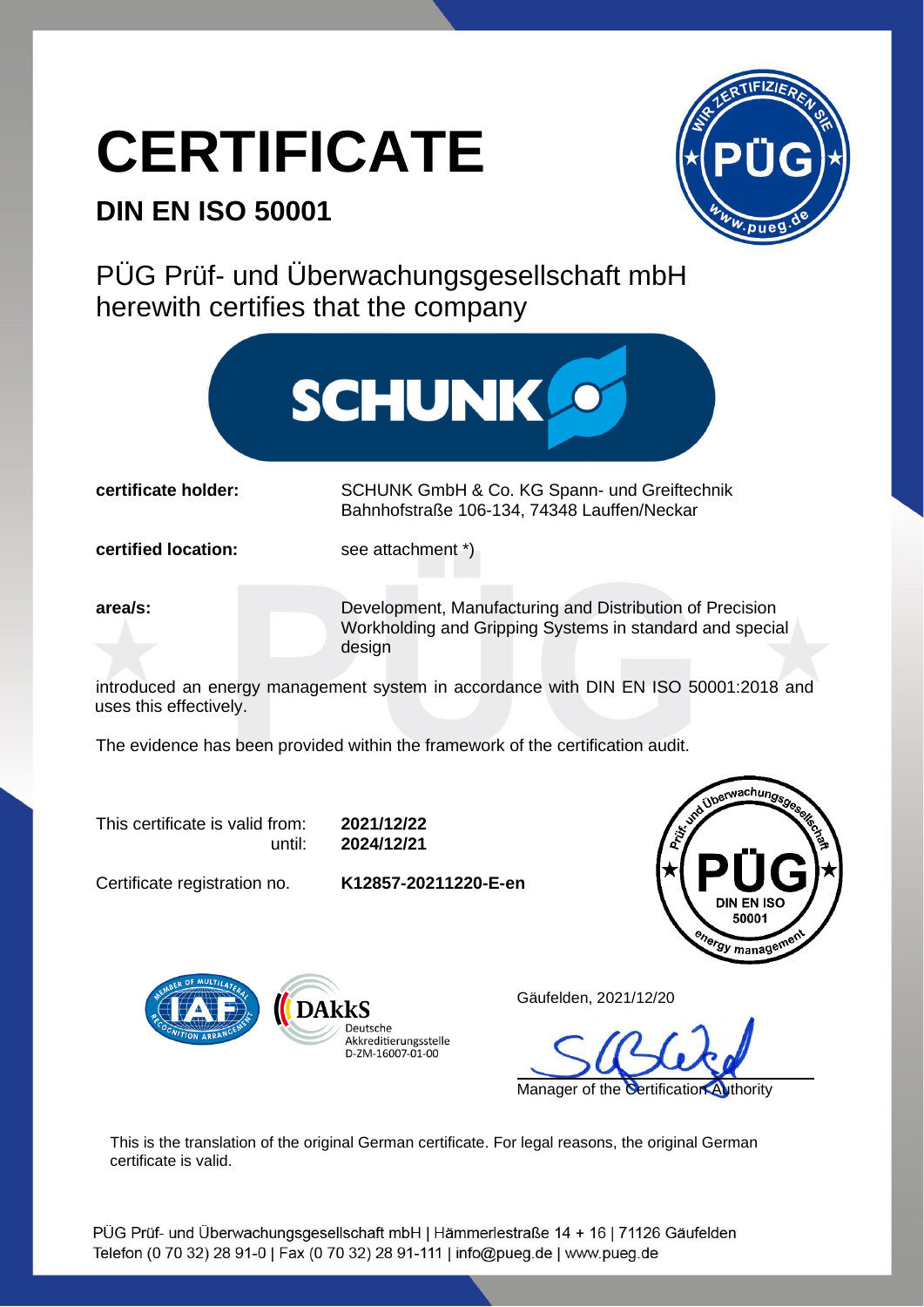# CERTIFICATE

## DIN EN ISO 50001

PÜG Prüf- und Überwachungsgesellschaft mbH
herewith certifies that the company

SCHUNK

| | |
|---|---|
| **certificate holder:** | SCHUNK GmbH & Co. KG Spann- und Greiftechnik<br>Bahnhofstraße 106-134, 74348 Lauffen/Neckar |
| **certified location:** | see attachment *) |
| **area/s:** | Development, Manufacturing and Distribution of Precision Workholding and Gripping Systems in standard and special design |

introduced an energy management system in accordance with DIN EN ISO 50001:2018 and uses this effectively.

The evidence has been provided within the framework of the certification audit.

| | |
|---|---|
| This certificate is valid from: | **2021/12/22** |
| until: | **2024/12/21** |
| Certificate registration no. | **K12857-20211220-E-en** |

DAkkS Deutsche Akkreditierungsstelle D-ZM-16007-01-00

Gäufelden, 2021/12/20

Manager of the Certification Authority

This is the translation of the original German certificate. For legal reasons, the original German certificate is valid.

PÜG Prüf- und Überwachungsgesellschaft mbH | Hämmerlestraße 14 + 16 | 71126 Gäufelden
Telefon (0 70 32) 28 91-0 | Fax (0 70 32) 28 91-111 | info@pueg.de | www.pueg.de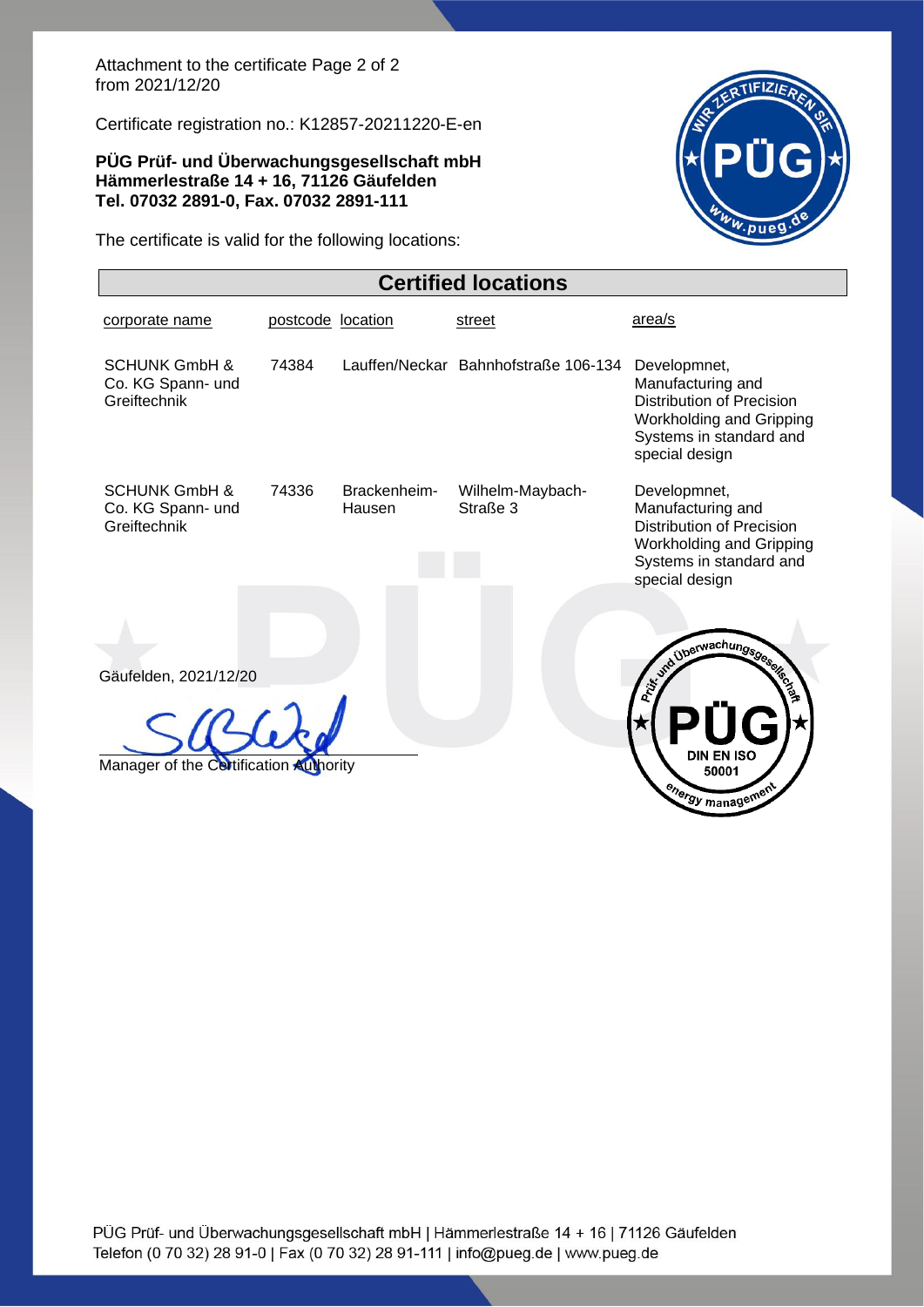Attachment to the certificate Page 2 of 2
from 2021/12/20

Certificate registration no.: K12857-20211220-E-en

**PÜG Prüf- und Überwachungsgesellschaft mbH**
**Hämmerlestraße 14 + 16, 71126 Gäufelden**
**Tel. 07032 2891-0, Fax. 07032 2891-111**

The certificate is valid for the following locations:

## Certified locations

| corporate name | postcode | location | street | area/s |
| --- | --- | --- | --- | --- |
| SCHUNK GmbH & Co. KG Spann- und Greiftechnik | 74384 | Lauffen/Neckar | Bahnhofstraße 106-134 | Developmnet, Manufacturing and Distribution of Precision Workholding and Gripping Systems in standard and special design |
| SCHUNK GmbH & Co. KG Spann- und Greiftechnik | 74336 | Brackenheim-Hausen | Wilhelm-Maybach-Straße 3 | Developmnet, Manufacturing and Distribution of Precision Workholding and Gripping Systems in standard and special design |

Gäufelden, 2021/12/20

Manager of the Certification Authority

Prüf- und Überwachungsgesellschaft PÜG DIN EN ISO 50001 energy management

PÜG Prüf- und Überwachungsgesellschaft mbH | Hämmerlestraße 14 + 16 | 71126 Gäufelden
Telefon (0 70 32) 28 91-0 | Fax (0 70 32) 28 91-111 | info@pueg.de | www.pueg.de